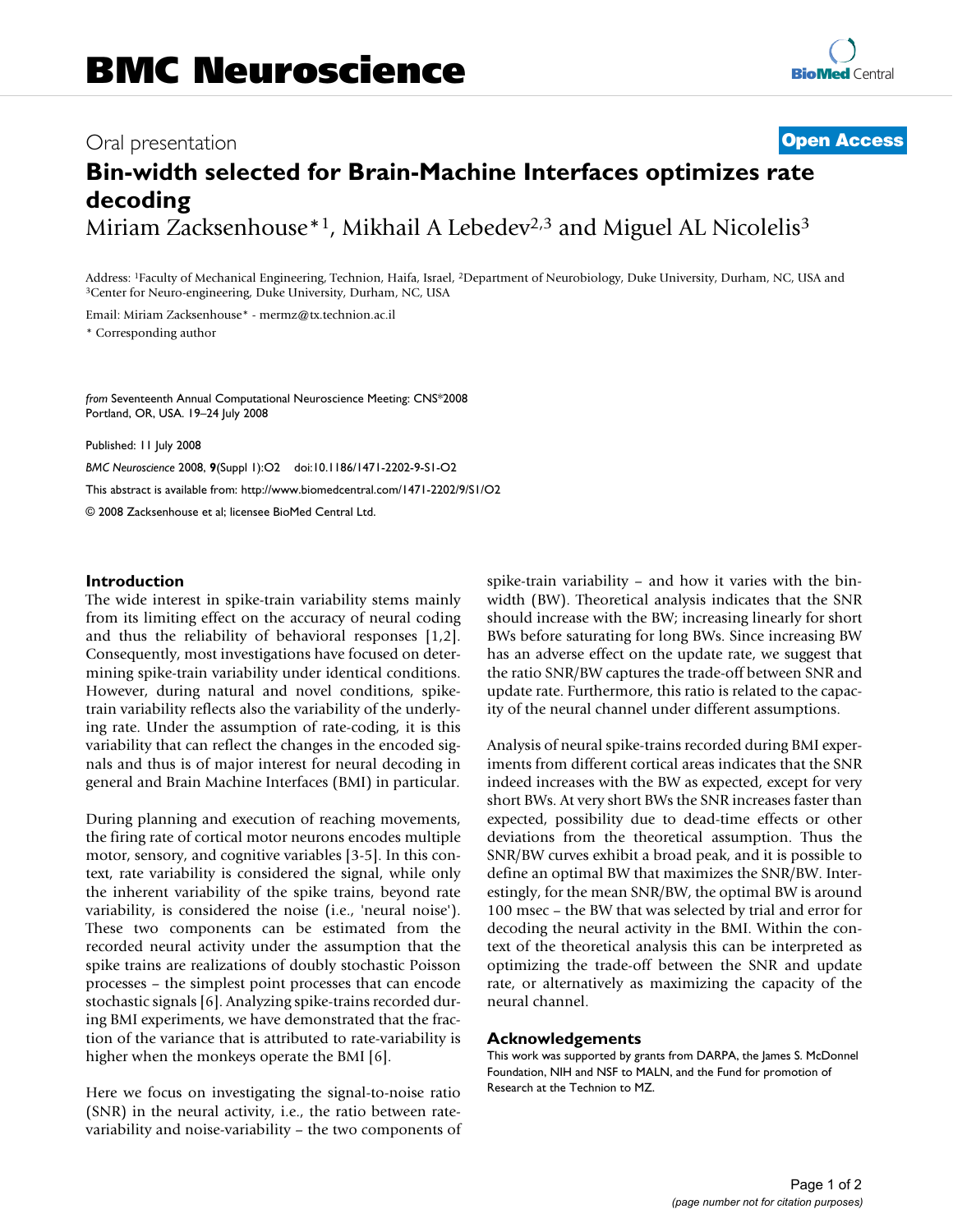# BMC Neuroscience

Oral presentation

**Open Access**

# Bin-width selected for Brain-Machine Interfaces optimizes rate decoding

Miriam Zacksenhouse*[1], Mikhail A Lebedev[2,3] and Miguel AL Nicolelis[3]

Address: [1]Faculty of Mechanical Engineering, Technion, Haifa, Israel, [2]Department of Neurobiology, Duke University, Durham, NC, USA and [3]Center for Neuro-engineering, Duke University, Durham, NC, USA

Email: Miriam Zacksenhouse* - mermz@tx.technion.ac.il

* Corresponding author

*from* Seventeenth Annual Computational Neuroscience Meeting: CNS*2008
Portland, OR, USA. 19–24 July 2008

Published: 11 July 2008

*BMC Neuroscience* 2008, **9**(Suppl 1):O2 doi:10.1186/1471-2202-9-S1-O2

This abstract is available from: http://www.biomedcentral.com/1471-2202/9/S1/O2

© 2008 Zacksenhouse et al; licensee BioMed Central Ltd.

## Introduction

The wide interest in spike-train variability stems mainly from its limiting effect on the accuracy of neural coding and thus the reliability of behavioral responses [1,2]. Consequently, most investigations have focused on determining spike-train variability under identical conditions. However, during natural and novel conditions, spike-train variability reflects also the variability of the underlying rate. Under the assumption of rate-coding, it is this variability that can reflect the changes in the encoded signals and thus is of major interest for neural decoding in general and Brain Machine Interfaces (BMI) in particular.

During planning and execution of reaching movements, the firing rate of cortical motor neurons encodes multiple motor, sensory, and cognitive variables [3-5]. In this context, rate variability is considered the signal, while only the inherent variability of the spike trains, beyond rate variability, is considered the noise (i.e., 'neural noise'). These two components can be estimated from the recorded neural activity under the assumption that the spike trains are realizations of doubly stochastic Poisson processes – the simplest point processes that can encode stochastic signals [6]. Analyzing spike-trains recorded during BMI experiments, we have demonstrated that the fraction of the variance that is attributed to rate-variability is higher when the monkeys operate the BMI [6].

Here we focus on investigating the signal-to-noise ratio (SNR) in the neural activity, i.e., the ratio between rate-variability and noise-variability – the two components of spike-train variability – and how it varies with the bin-width (BW). Theoretical analysis indicates that the SNR should increase with the BW; increasing linearly for short BWs before saturating for long BWs. Since increasing BW has an adverse effect on the update rate, we suggest that the ratio SNR/BW captures the trade-off between SNR and update rate. Furthermore, this ratio is related to the capacity of the neural channel under different assumptions.

Analysis of neural spike-trains recorded during BMI experiments from different cortical areas indicates that the SNR indeed increases with the BW as expected, except for very short BWs. At very short BWs the SNR increases faster than expected, possibility due to dead-time effects or other deviations from the theoretical assumption. Thus the SNR/BW curves exhibit a broad peak, and it is possible to define an optimal BW that maximizes the SNR/BW. Interestingly, for the mean SNR/BW, the optimal BW is around 100 msec – the BW that was selected by trial and error for decoding the neural activity in the BMI. Within the context of the theoretical analysis this can be interpreted as optimizing the trade-off between the SNR and update rate, or alternatively as maximizing the capacity of the neural channel.

## Acknowledgements

This work was supported by grants from DARPA, the James S. McDonnel Foundation, NIH and NSF to MALN, and the Fund for promotion of Research at the Technion to MZ.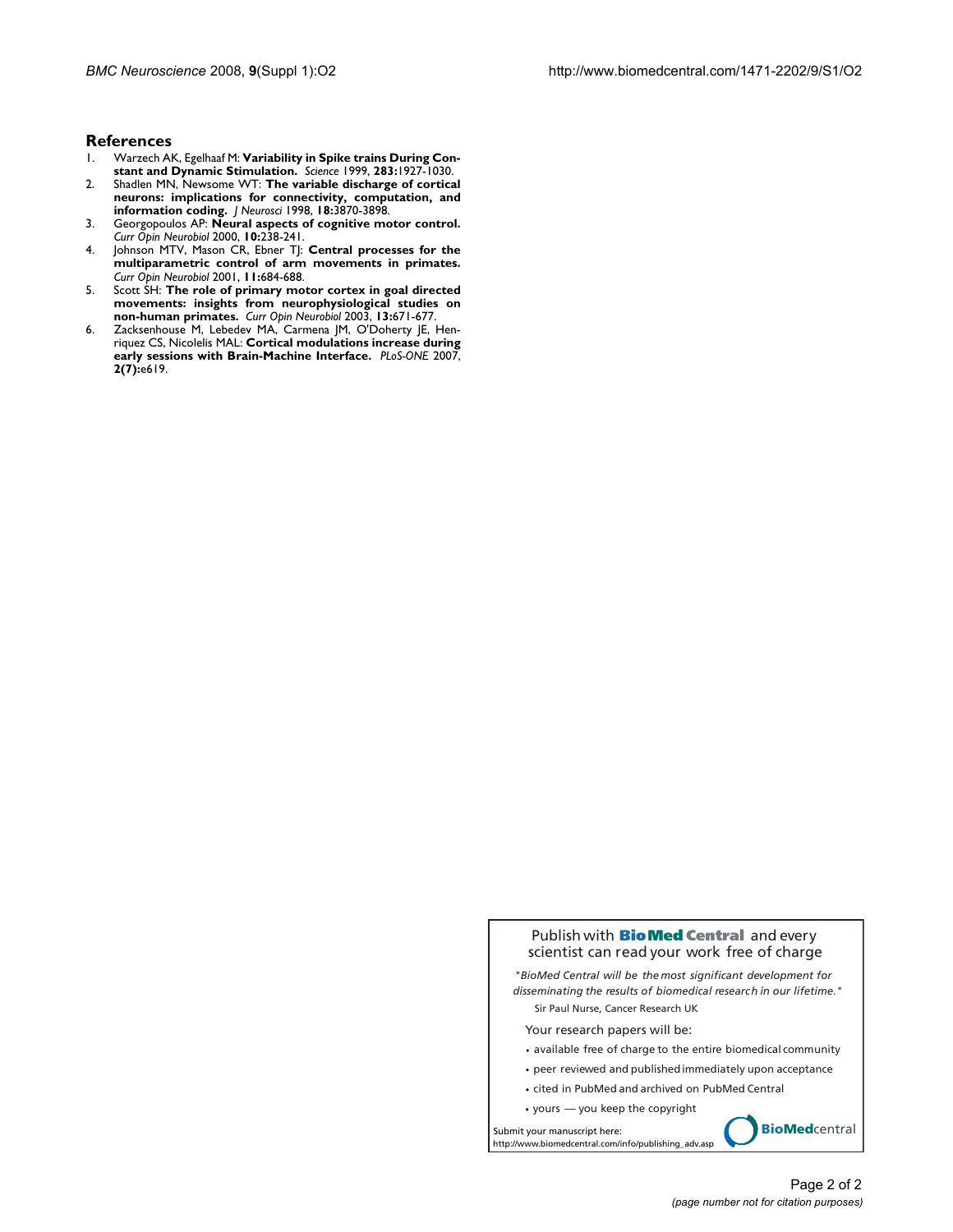## References

1. Warzech AK, Egelhaaf M: **Variability in Spike trains During Constant and Dynamic Stimulation.** *Science* 1999, **283:**1927-1030.
2. Shadlen MN, Newsome WT: **The variable discharge of cortical neurons: implications for connectivity, computation, and information coding.** *J Neurosci* 1998, **18:**3870-3898.
3. Georgopoulos AP: **Neural aspects of cognitive motor control.** *Curr Opin Neurobiol* 2000, **10:**238-241.
4. Johnson MTV, Mason CR, Ebner TJ: **Central processes for the multiparametric control of arm movements in primates.** *Curr Opin Neurobiol* 2001, **11:**684-688.
5. Scott SH: **The role of primary motor cortex in goal directed movements: insights from neurophysiological studies on non-human primates.** *Curr Opin Neurobiol* 2003, **13:**671-677.
6. Zacksenhouse M, Lebedev MA, Carmena JM, O'Doherty JE, Henriquez CS, Nicolelis MAL: **Cortical modulations increase during early sessions with Brain-Machine Interface.** *PLoS-ONE* 2007, **2(7):**e619.

Publish with **BioMed Central** and every scientist can read your work free of charge

*"BioMed Central will be the most significant development for disseminating the results of biomedical research in our lifetime."*

Sir Paul Nurse, Cancer Research UK

Your research papers will be:

- available free of charge to the entire biomedical community
- peer reviewed and published immediately upon acceptance
- cited in PubMed and archived on PubMed Central
- yours — you keep the copyright

Submit your manuscript here:
http://www.biomedcentral.com/info/publishing_adv.asp

**BioMed**central